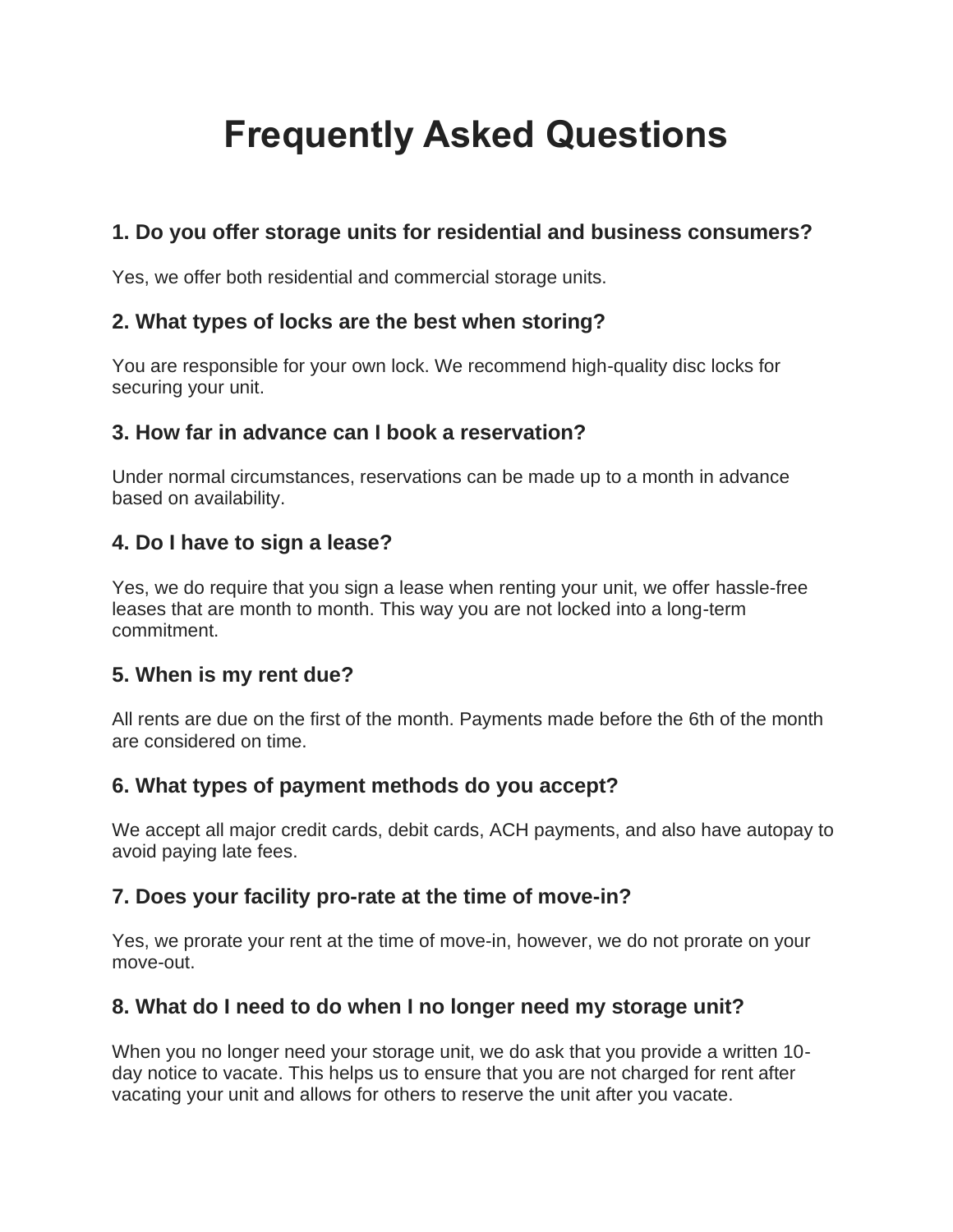# Frequently Asked Questions

### 1. Do you offer storage units for residential and business consumers?

Yes, we offer both residential and commercial storage units.

### 2. What types of locks are the best when storing?

You are responsible for your own lock. We recommend high-quality disc locks for securing your unit.

### 3. How far in advance can I book a reservation?

Under normal circumstances, reservations can be made up to a month in advance based on availability.

### 4. Do I have to sign a lease?

Yes, we do require that you sign a lease when renting your unit, we offer hassle-free leases that are month to month. This way you are not locked into a long-term commitment.

### 5. When is my rent due?

All rents are due on the first of the month. Payments made before the 6th of the month are considered on time.

### 6. What types of payment methods do you accept?

We accept all major credit cards, debit cards, ACH payments, and also have autopay to avoid paying late fees.

### 7. Does your facility pro-rate at the time of move-in?

Yes, we prorate your rent at the time of move-in, however, we do not prorate on your move-out.

### 8. What do I need to do when I no longer need my storage unit?

When you no longer need your storage unit, we do ask that you provide a written 10-day notice to vacate. This helps us to ensure that you are not charged for rent after vacating your unit and allows for others to reserve the unit after you vacate.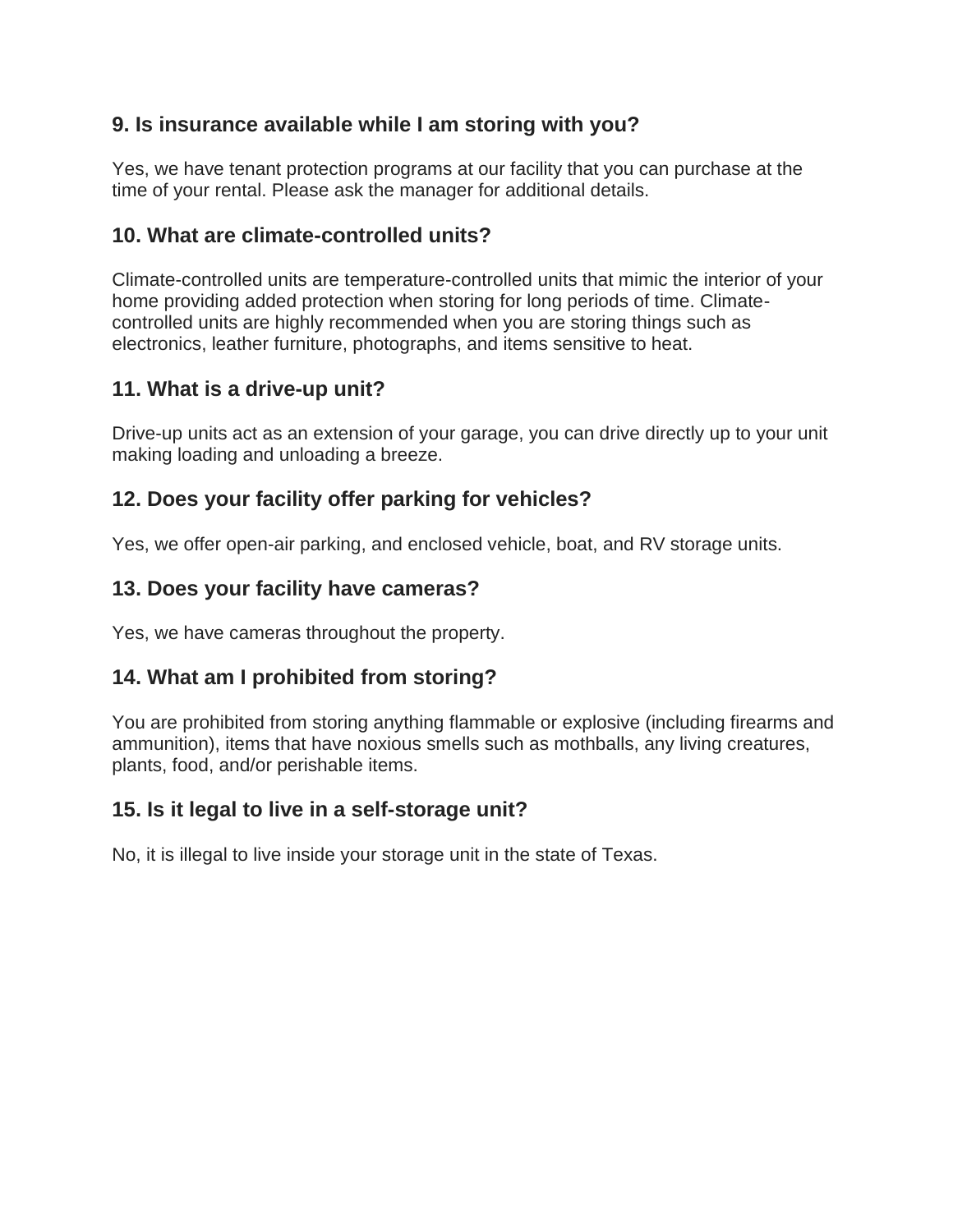### 9. Is insurance available while I am storing with you?

Yes, we have tenant protection programs at our facility that you can purchase at the time of your rental. Please ask the manager for additional details.

### 10. What are climate-controlled units?

Climate-controlled units are temperature-controlled units that mimic the interior of your home providing added protection when storing for long periods of time. Climate-controlled units are highly recommended when you are storing things such as electronics, leather furniture, photographs, and items sensitive to heat.

### 11. What is a drive-up unit?

Drive-up units act as an extension of your garage, you can drive directly up to your unit making loading and unloading a breeze.

### 12. Does your facility offer parking for vehicles?

Yes, we offer open-air parking, and enclosed vehicle, boat, and RV storage units.

### 13. Does your facility have cameras?

Yes, we have cameras throughout the property.

### 14. What am I prohibited from storing?

You are prohibited from storing anything flammable or explosive (including firearms and ammunition), items that have noxious smells such as mothballs, any living creatures, plants, food, and/or perishable items.

### 15. Is it legal to live in a self-storage unit?

No, it is illegal to live inside your storage unit in the state of Texas.